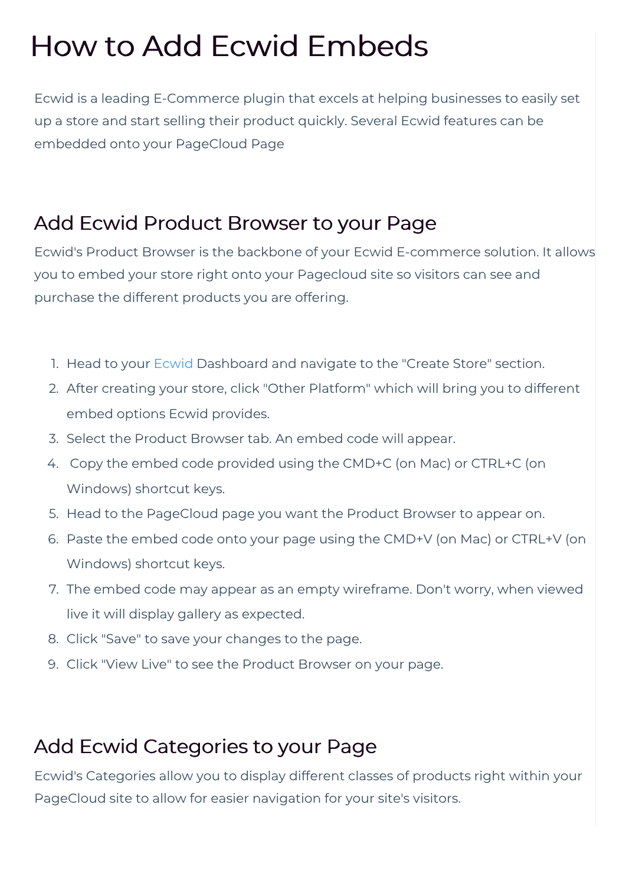# How to Add Ecwid Embeds

Ecwid is a leading E-Commerce plugin that excels at helping businesses to easily set up a store and start selling their product quickly. Several Ecwid features can be embedded onto your PageCloud Page

## Add Ecwid Product Browser to your Page

Ecwid's Product Browser is the backbone of your Ecwid E-commerce solution. It allows you to embed your store right onto your Pagecloud site so visitors can see and purchase the different products you are offering.

1. Head to your Ecwid Dashboard and navigate to the "Create Store" section.
2. After creating your store, click "Other Platform" which will bring you to different embed options Ecwid provides.
3. Select the Product Browser tab. An embed code will appear.
4. Copy the embed code provided using the CMD+C (on Mac) or CTRL+C (on Windows) shortcut keys.
5. Head to the PageCloud page you want the Product Browser to appear on.
6. Paste the embed code onto your page using the CMD+V (on Mac) or CTRL+V (on Windows) shortcut keys.
7. The embed code may appear as an empty wireframe. Don't worry, when viewed live it will display gallery as expected.
8. Click "Save" to save your changes to the page.
9. Click "View Live" to see the Product Browser on your page.

## Add Ecwid Categories to your Page

Ecwid's Categories allow you to display different classes of products right within your PageCloud site to allow for easier navigation for your site's visitors.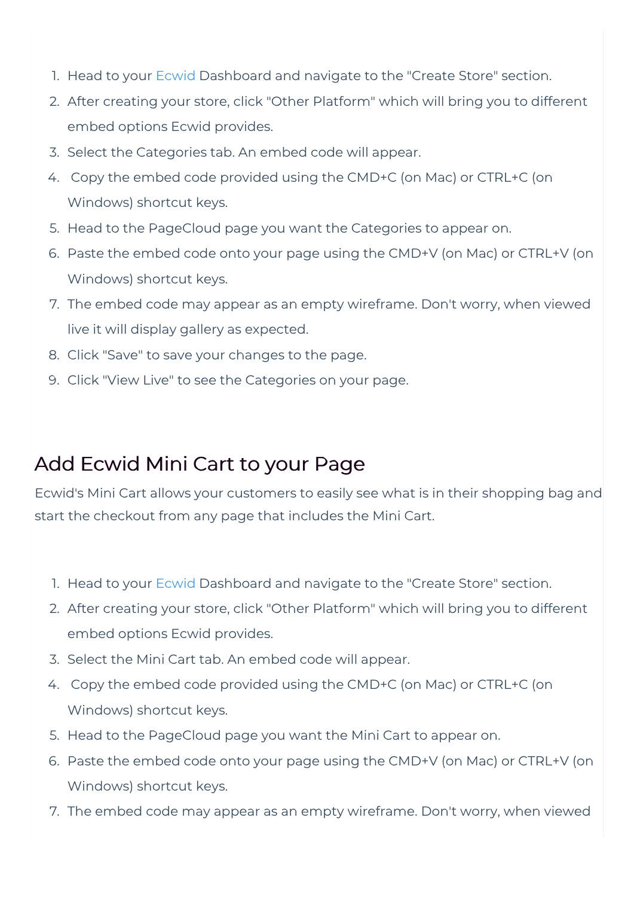1. Head to your Ecwid Dashboard and navigate to the "Create Store" section.
2. After creating your store, click "Other Platform" which will bring you to different embed options Ecwid provides.
3. Select the Categories tab. An embed code will appear.
4. Copy the embed code provided using the CMD+C (on Mac) or CTRL+C (on Windows) shortcut keys.
5. Head to the PageCloud page you want the Categories to appear on.
6. Paste the embed code onto your page using the CMD+V (on Mac) or CTRL+V (on Windows) shortcut keys.
7. The embed code may appear as an empty wireframe. Don't worry, when viewed live it will display gallery as expected.
8. Click "Save" to save your changes to the page.
9. Click "View Live" to see the Categories on your page.

## Add Ecwid Mini Cart to your Page

Ecwid's Mini Cart allows your customers to easily see what is in their shopping bag and start the checkout from any page that includes the Mini Cart.

1. Head to your Ecwid Dashboard and navigate to the "Create Store" section.
2. After creating your store, click "Other Platform" which will bring you to different embed options Ecwid provides.
3. Select the Mini Cart tab. An embed code will appear.
4. Copy the embed code provided using the CMD+C (on Mac) or CTRL+C (on Windows) shortcut keys.
5. Head to the PageCloud page you want the Mini Cart to appear on.
6. Paste the embed code onto your page using the CMD+V (on Mac) or CTRL+V (on Windows) shortcut keys.
7. The embed code may appear as an empty wireframe. Don't worry, when viewed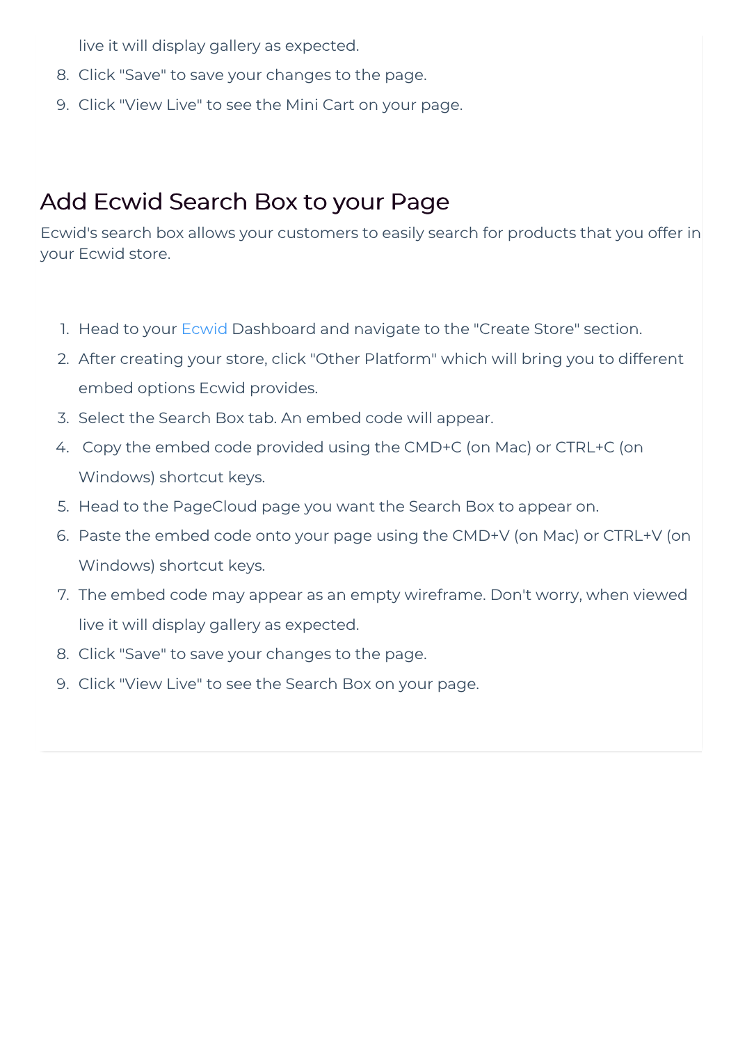live it will display gallery as expected.

8. Click "Save" to save your changes to the page.
9. Click "View Live" to see the Mini Cart on your page.

## Add Ecwid Search Box to your Page

Ecwid's search box allows your customers to easily search for products that you offer in your Ecwid store.

1. Head to your Ecwid Dashboard and navigate to the "Create Store" section.
2. After creating your store, click "Other Platform" which will bring you to different embed options Ecwid provides.
3. Select the Search Box tab. An embed code will appear.
4. Copy the embed code provided using the CMD+C (on Mac) or CTRL+C (on Windows) shortcut keys.
5. Head to the PageCloud page you want the Search Box to appear on.
6. Paste the embed code onto your page using the CMD+V (on Mac) or CTRL+V (on Windows) shortcut keys.
7. The embed code may appear as an empty wireframe. Don't worry, when viewed live it will display gallery as expected.
8. Click "Save" to save your changes to the page.
9. Click "View Live" to see the Search Box on your page.